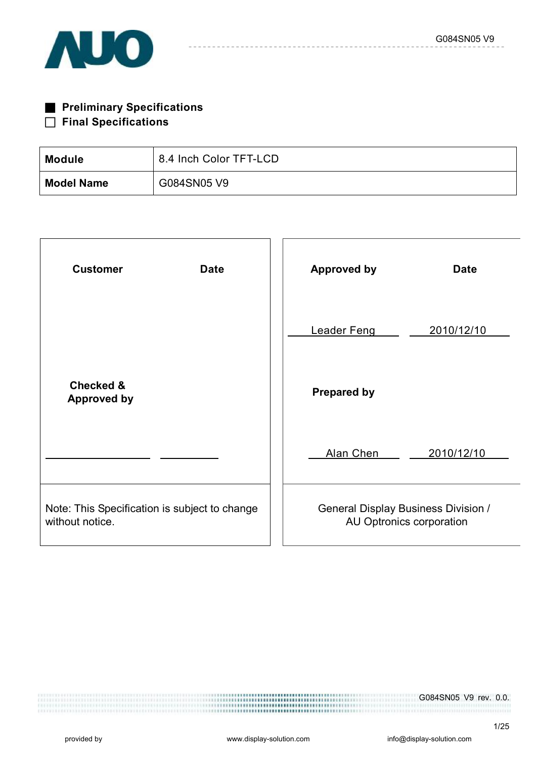■ **Preliminary Specifications**

□ **Final Specifications**

| **Module** | 8.4 Inch Color TFT-LCD |
|---|---|
| **Model Name** | G084SN05 V9 |

| **Customer** | **Date** | **Approved by** | **Date** |
|---|---|---|---|
| | | Leader Feng | 2010/12/10 |
| **Checked & Approved by** | | **Prepared by** | |
| | | Alan Chen | 2010/12/10 |
| Note: This Specification is subject to change without notice. | | General Display Business Division / AU Optronics corporation | |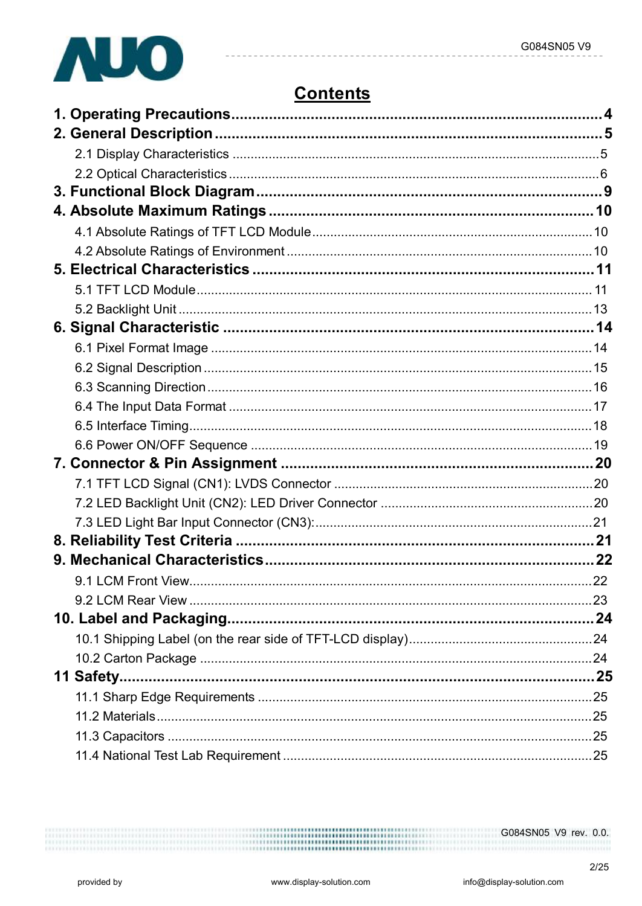# Contents

**1. Operating Precautions........................................................................................4**

**2. General Description............................................................................................5**

2.1 Display Characteristics ....................................................................................5

2.2 Optical Characteristics .....................................................................................6

**3. Functional Block Diagram..................................................................................9**

**4. Absolute Maximum Ratings ..............................................................................10**

4.1 Absolute Ratings of TFT LCD Module...........................................................10

4.2 Absolute Ratings of Environment ..................................................................10

**5. Electrical Characteristics .................................................................................11**

5.1 TFT LCD Module.............................................................................................11

5.2 Backlight Unit ..................................................................................................13

**6. Signal Characteristic ........................................................................................14**

6.1 Pixel Format Image .........................................................................................14

6.2 Signal Description ...........................................................................................15

6.3 Scanning Direction..........................................................................................16

6.4 The Input Data Format ....................................................................................17

6.5 Interface Timing...............................................................................................18

6.6 Power ON/OFF Sequence ...............................................................................19

**7. Connector & Pin Assignment ..........................................................................20**

7.1 TFT LCD Signal (CN1): LVDS Connector .......................................................20

7.2 LED Backlight Unit (CN2): LED Driver Connector ..........................................20

7.3 LED Light Bar Input Connector (CN3):............................................................21

**8. Reliability Test Criteria ....................................................................................21**

**9. Mechanical Characteristics..............................................................................22**

9.1 LCM Front View...............................................................................................22

9.2 LCM Rear View ...............................................................................................23

**10. Label and Packaging......................................................................................24**

10.1 Shipping Label (on the rear side of TFT-LCD display)..................................24

10.2 Carton Package ............................................................................................24

**11 Safety...............................................................................................................25**

11.1 Sharp Edge Requirements ............................................................................25

11.2 Materials........................................................................................................25

11.3 Capacitors .....................................................................................................25

11.4 National Test Lab Requirement .....................................................................25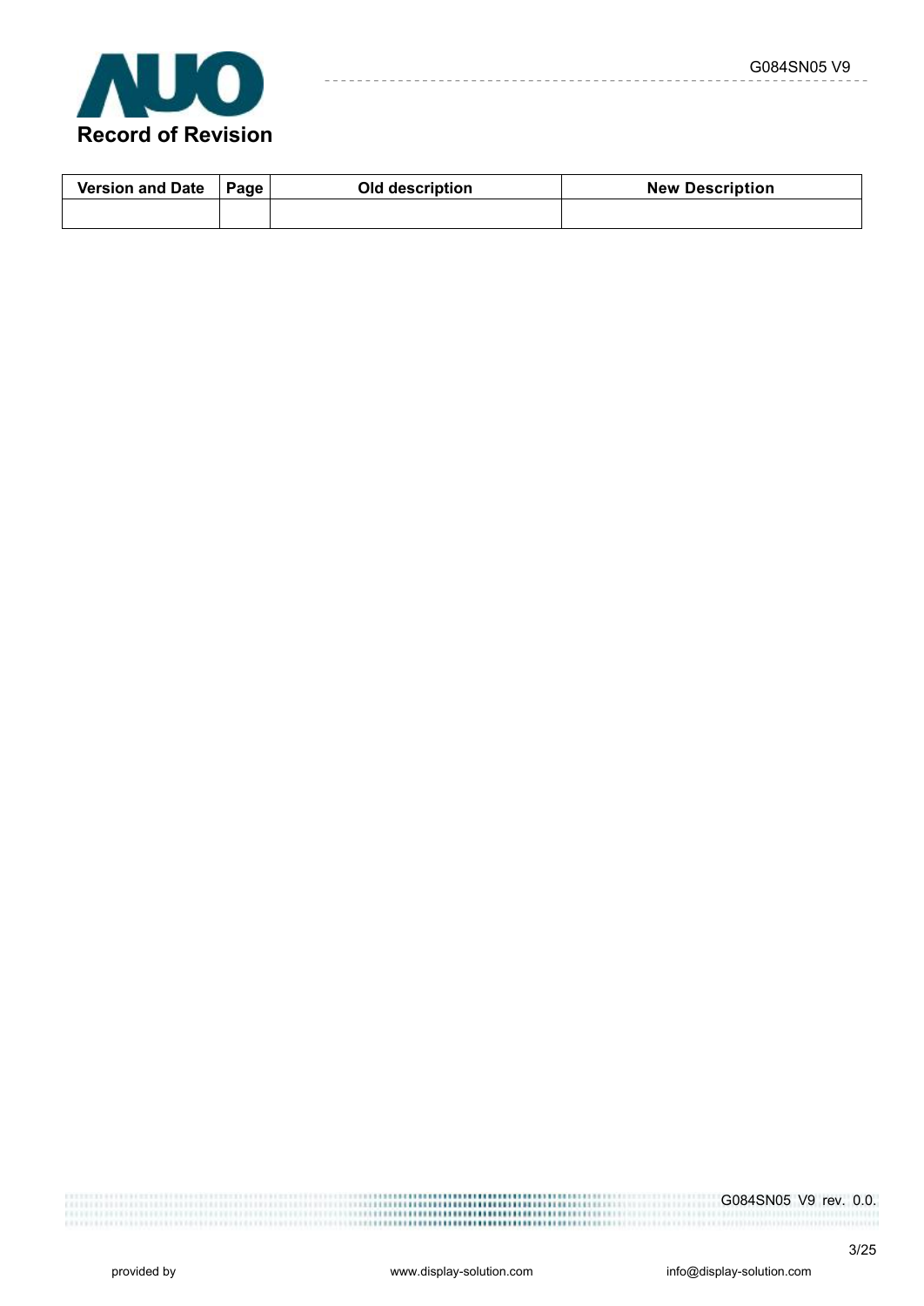# Record of Revision

| Version and Date | Page | Old description | New Description |
|---|---|---|---|
| | | | |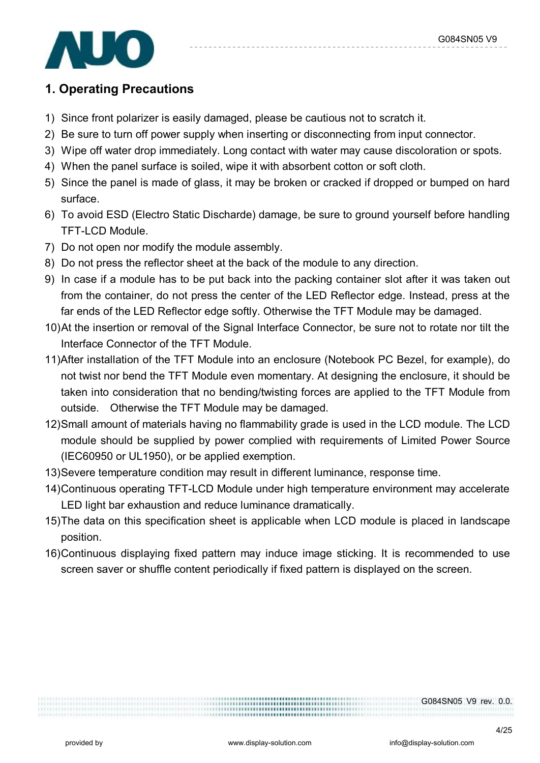## 1. Operating Precautions

1) Since front polarizer is easily damaged, please be cautious not to scratch it.
2) Be sure to turn off power supply when inserting or disconnecting from input connector.
3) Wipe off water drop immediately. Long contact with water may cause discoloration or spots.
4) When the panel surface is soiled, wipe it with absorbent cotton or soft cloth.
5) Since the panel is made of glass, it may be broken or cracked if dropped or bumped on hard surface.
6) To avoid ESD (Electro Static Discharde) damage, be sure to ground yourself before handling TFT-LCD Module.
7) Do not open nor modify the module assembly.
8) Do not press the reflector sheet at the back of the module to any direction.
9) In case if a module has to be put back into the packing container slot after it was taken out from the container, do not press the center of the LED Reflector edge. Instead, press at the far ends of the LED Reflector edge softly. Otherwise the TFT Module may be damaged.
10) At the insertion or removal of the Signal Interface Connector, be sure not to rotate nor tilt the Interface Connector of the TFT Module.
11) After installation of the TFT Module into an enclosure (Notebook PC Bezel, for example), do not twist nor bend the TFT Module even momentary. At designing the enclosure, it should be taken into consideration that no bending/twisting forces are applied to the TFT Module from outside. Otherwise the TFT Module may be damaged.
12) Small amount of materials having no flammability grade is used in the LCD module. The LCD module should be supplied by power complied with requirements of Limited Power Source (IEC60950 or UL1950), or be applied exemption.
13) Severe temperature condition may result in different luminance, response time.
14) Continuous operating TFT-LCD Module under high temperature environment may accelerate LED light bar exhaustion and reduce luminance dramatically.
15) The data on this specification sheet is applicable when LCD module is placed in landscape position.
16) Continuous displaying fixed pattern may induce image sticking. It is recommended to use screen saver or shuffle content periodically if fixed pattern is displayed on the screen.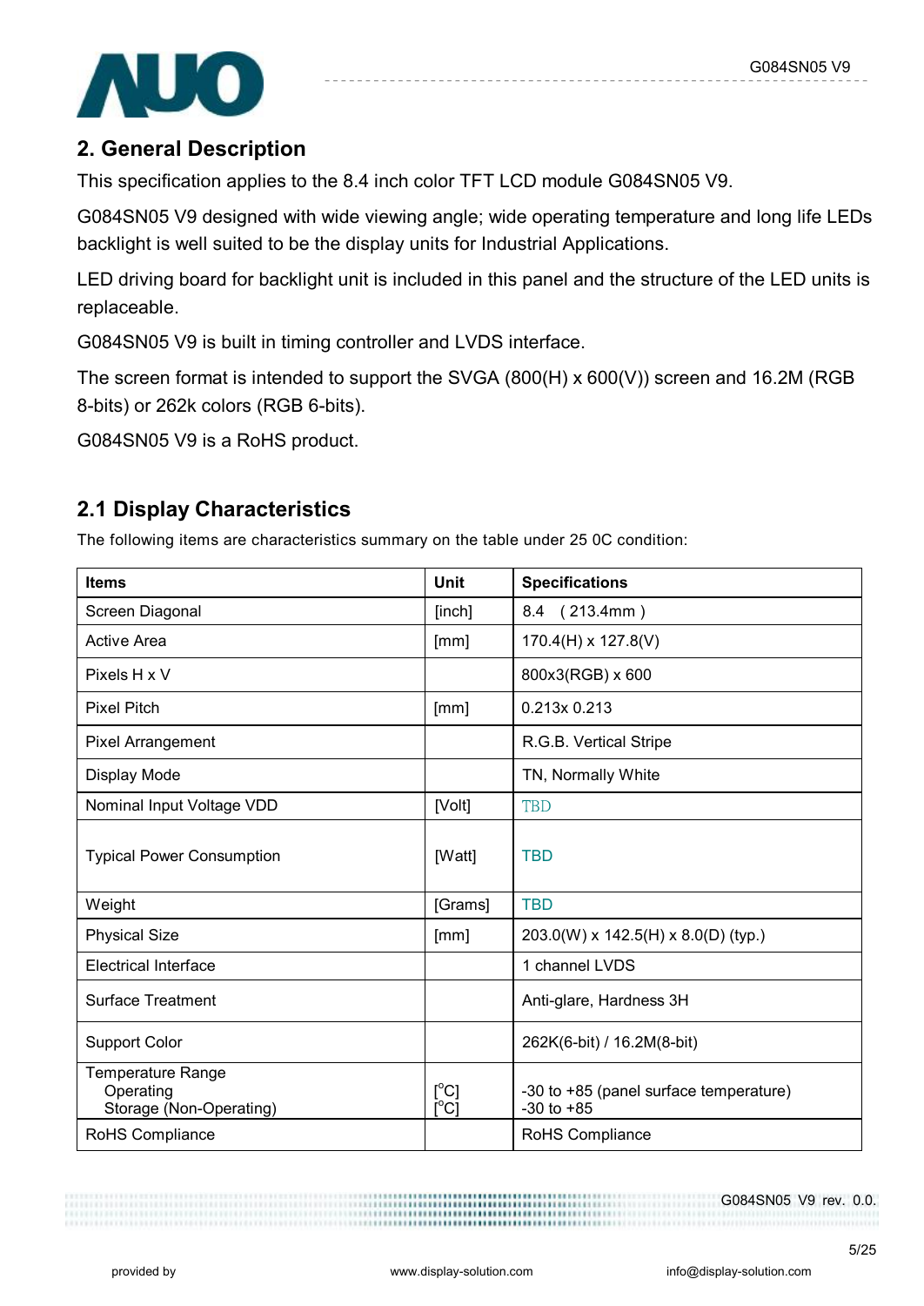## 2. General Description

This specification applies to the 8.4 inch color TFT LCD module G084SN05 V9.

G084SN05 V9 designed with wide viewing angle; wide operating temperature and long life LEDs backlight is well suited to be the display units for Industrial Applications.

LED driving board for backlight unit is included in this panel and the structure of the LED units is replaceable.

G084SN05 V9 is built in timing controller and LVDS interface.

The screen format is intended to support the SVGA (800(H) x 600(V)) screen and 16.2M (RGB 8-bits) or 262k colors (RGB 6-bits).

G084SN05 V9 is a RoHS product.

### 2.1 Display Characteristics

The following items are characteristics summary on the table under 25 0C condition:

| Items | Unit | Specifications |
|---|---|---|
| Screen Diagonal | [inch] | 8.4 ( 213.4mm ) |
| Active Area | [mm] | 170.4(H) x 127.8(V) |
| Pixels H x V | | 800x3(RGB) x 600 |
| Pixel Pitch | [mm] | 0.213x 0.213 |
| Pixel Arrangement | | R.G.B. Vertical Stripe |
| Display Mode | | TN, Normally White |
| Nominal Input Voltage VDD | [Volt] | TBD |
| Typical Power Consumption | [Watt] | TBD |
| Weight | [Grams] | TBD |
| Physical Size | [mm] | 203.0(W) x 142.5(H) x 8.0(D) (typ.) |
| Electrical Interface | | 1 channel LVDS |
| Surface Treatment | | Anti-glare, Hardness 3H |
| Support Color | | 262K(6-bit) / 16.2M(8-bit) |
| Temperature Range<br>Operating<br>Storage (Non-Operating) | <br>[°C]<br>[°C] | <br>-30 to +85 (panel surface temperature)<br>-30 to +85 |
| RoHS Compliance | | RoHS Compliance |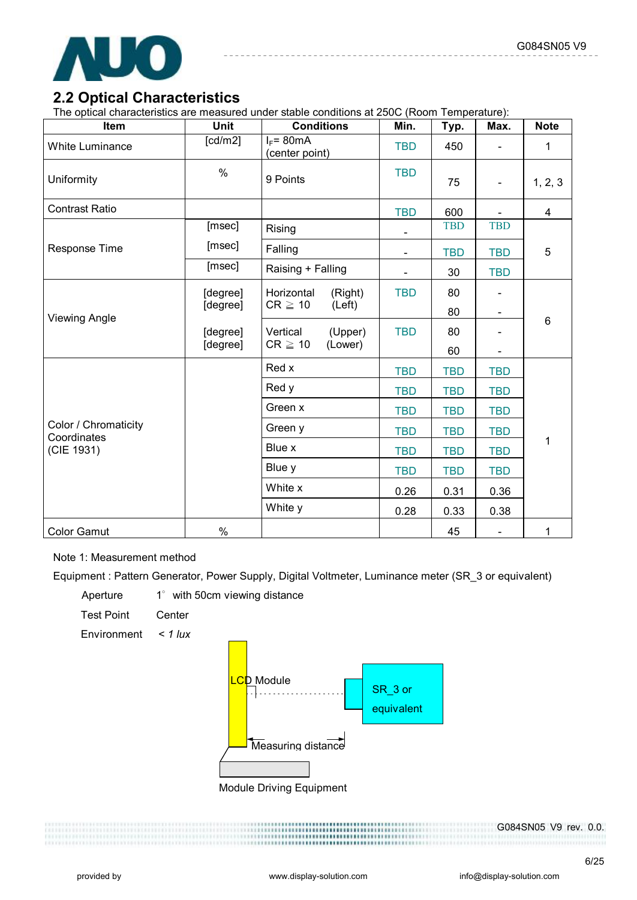## 2.2 Optical Characteristics

The optical characteristics are measured under stable conditions at 250C (Room Temperature):

| Item | Unit | Conditions | Min. | Typ. | Max. | Note |
|---|---|---|---|---|---|---|
| White Luminance | [cd/m2] | $I_F$= 80mA (center point) | TBD | 450 | - | 1 |
| Uniformity | % | 9 Points | TBD | 75 | - | 1, 2, 3 |
| Contrast Ratio | | | TBD | 600 | - | 4 |
| Response Time | [msec] | Rising | - | TBD | TBD | 5 |
| | [msec] | Falling | - | TBD | TBD | |
| | [msec] | Raising + Falling | - | 30 | TBD | |
| Viewing Angle | [degree] | Horizontal (Right) CR ≧ 10 | TBD | 80 | - | 6 |
| | [degree] | (Left) | | 80 | - | |
| | [degree] | Vertical (Upper) CR ≧ 10 | TBD | 80 | - | |
| | [degree] | (Lower) | | 60 | - | |
| Color / Chromaticity Coordinates (CIE 1931) | | Red x | TBD | TBD | TBD | 1 |
| | | Red y | TBD | TBD | TBD | |
| | | Green x | TBD | TBD | TBD | |
| | | Green y | TBD | TBD | TBD | |
| | | Blue x | TBD | TBD | TBD | |
| | | Blue y | TBD | TBD | TBD | |
| | | White x | 0.26 | 0.31 | 0.36 | |
| | | White y | 0.28 | 0.33 | 0.38 | |
| Color Gamut | % | | | 45 | - | 1 |

Note 1: Measurement method

Equipment : Pattern Generator, Power Supply, Digital Voltmeter, Luminance meter (SR_3 or equivalent)

Aperture 1° with 50cm viewing distance

Test Point Center

Environment *< 1 lux*

LCD Module

SR_3 or equivalent

Measuring distance

Module Driving Equipment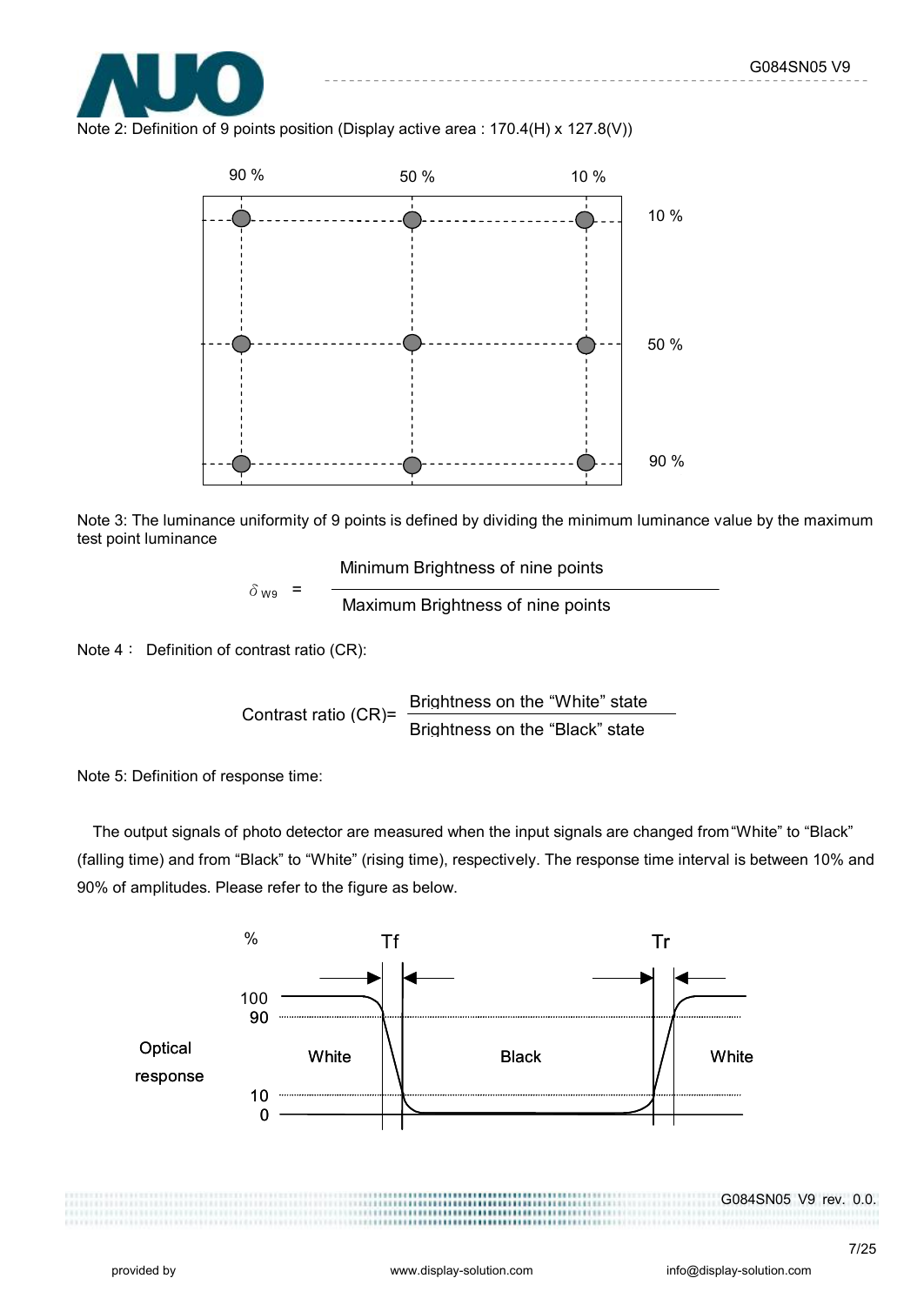Note 2: Definition of 9 points position (Display active area : 170.4(H) x 127.8(V))

Note 3: The luminance uniformity of 9 points is defined by dividing the minimum luminance value by the maximum test point luminance

$$\delta_{W9} = \frac{\text{Minimum Brightness of nine points}}{\text{Maximum Brightness of nine points}}$$

Note 4： Definition of contrast ratio (CR):

$$\text{Contrast ratio (CR)} = \frac{\text{Brightness on the "White" state}}{\text{Brightness on the "Black" state}}$$

Note 5: Definition of response time:

The output signals of photo detector are measured when the input signals are changed from "White" to "Black" (falling time) and from "Black" to "White" (rising time), respectively. The response time interval is between 10% and 90% of amplitudes. Please refer to the figure as below.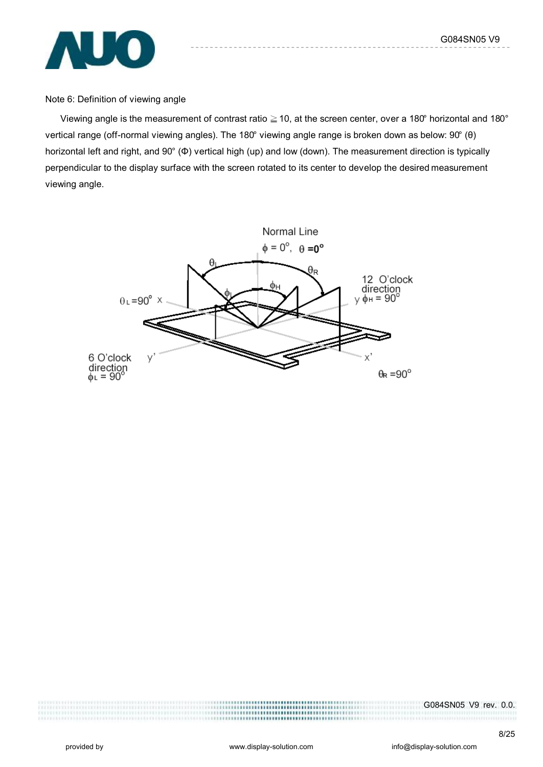Note 6: Definition of viewing angle

Viewing angle is the measurement of contrast ratio ≧ 10, at the screen center, over a 180° horizontal and 180° vertical range (off-normal viewing angles). The 180° viewing angle range is broken down as below: 90° (θ) horizontal left and right, and 90° (Φ) vertical high (up) and low (down). The measurement direction is typically perpendicular to the display surface with the screen rotated to its center to develop the desired measurement viewing angle.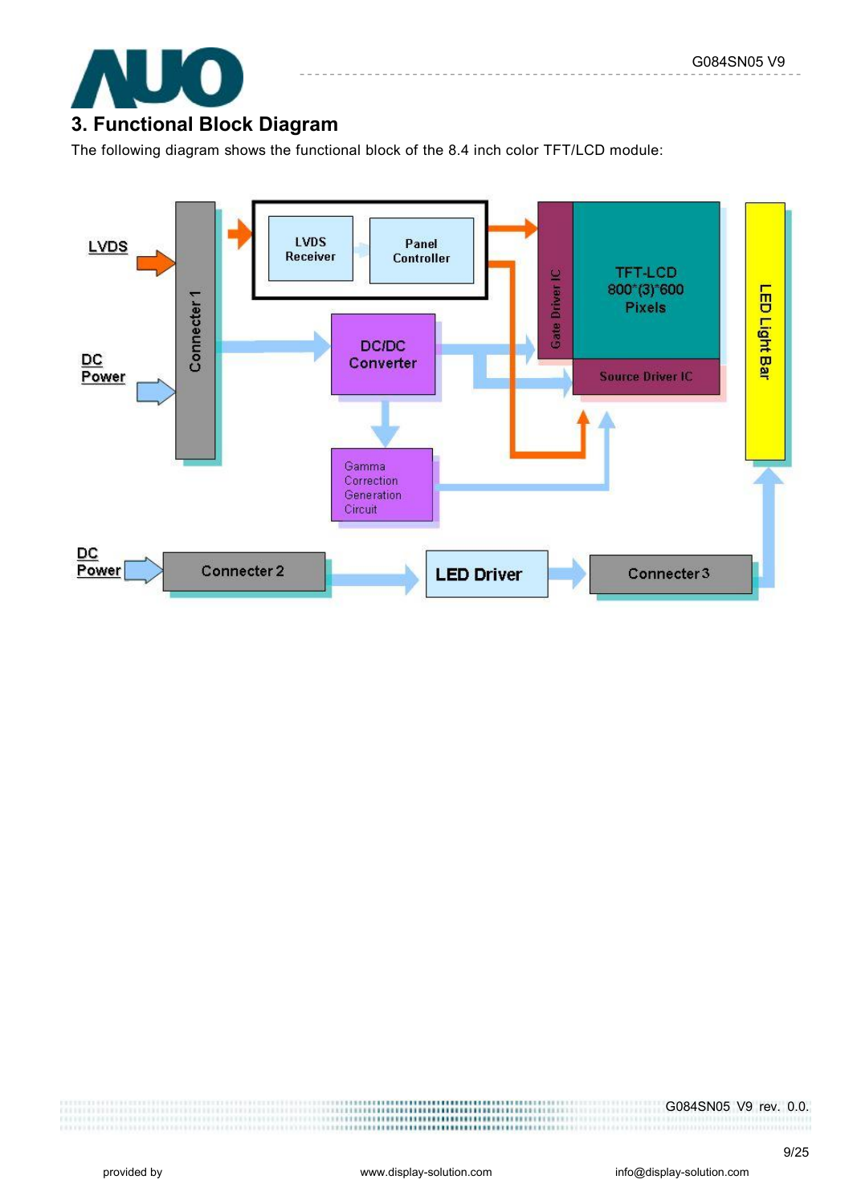# 3. Functional Block Diagram

The following diagram shows the functional block of the 8.4 inch color TFT/LCD module: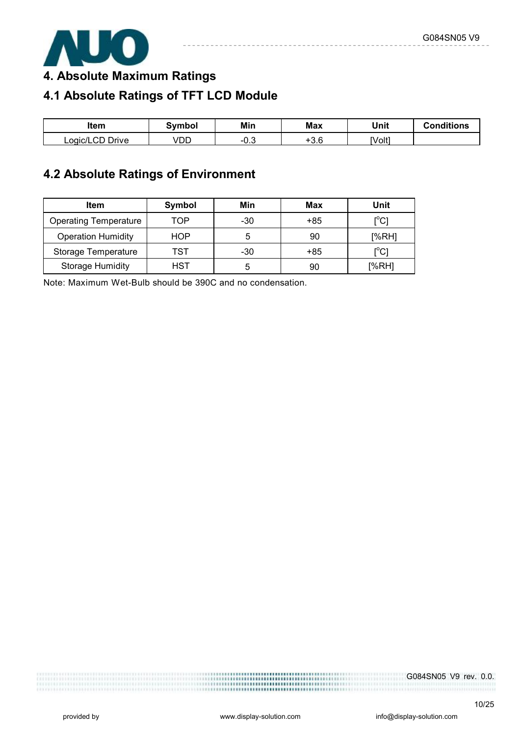# 4. Absolute Maximum Ratings

## 4.1 Absolute Ratings of TFT LCD Module

| Item | Symbol | Min | Max | Unit | Conditions |
|---|---|---|---|---|---|
| Logic/LCD Drive | VDD | -0.3 | +3.6 | [Volt] | |

## 4.2 Absolute Ratings of Environment

| Item | Symbol | Min | Max | Unit |
|---|---|---|---|---|
| Operating Temperature | TOP | -30 | +85 | [$^{o}$C] |
| Operation Humidity | HOP | 5 | 90 | [%RH] |
| Storage Temperature | TST | -30 | +85 | [$^{o}$C] |
| Storage Humidity | HST | 5 | 90 | [%RH] |

Note: Maximum Wet-Bulb should be 390C and no condensation.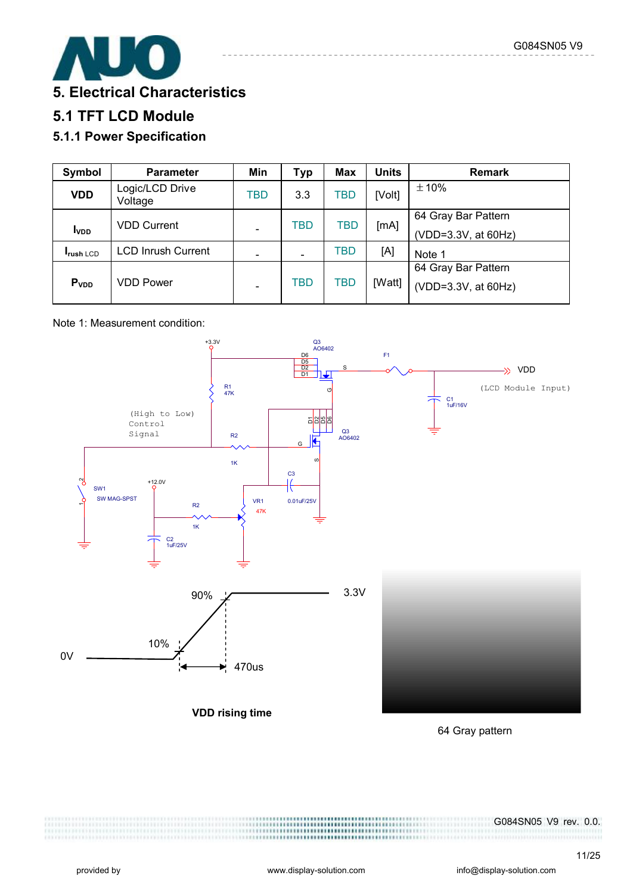# 5. Electrical Characteristics

## 5.1 TFT LCD Module

### 5.1.1 Power Specification

| Symbol | Parameter | Min | Typ | Max | Units | Remark |
|---|---|---|---|---|---|---|
| VDD | Logic/LCD Drive Voltage | TBD | 3.3 | TBD | [Volt] | ±10% |
| $I_{VDD}$ | VDD Current | - | TBD | TBD | [mA] | 64 Gray Bar Pattern (VDD=3.3V, at 60Hz) |
| $I_{rush\ LCD}$ | LCD Inrush Current | - | - | TBD | [A] | Note 1 |
| $P_{VDD}$ | VDD Power | - | TBD | TBD | [Watt] | 64 Gray Bar Pattern (VDD=3.3V, at 60Hz) |

Note 1: Measurement condition:

+3.3V, R1 47K, (High to Low) Control Signal, R2 1K, SW1 SW MAG-SPST, +12.0V, R2 1K, C2 1uF/25V, VR1 47K, C3 0.01uF/25V, Q3 AO6402, F1, VDD (LCD Module Input), C1 1uF/16V

0V, 10%, 90%, 3.3V, 470us

**VDD rising time**

64 Gray pattern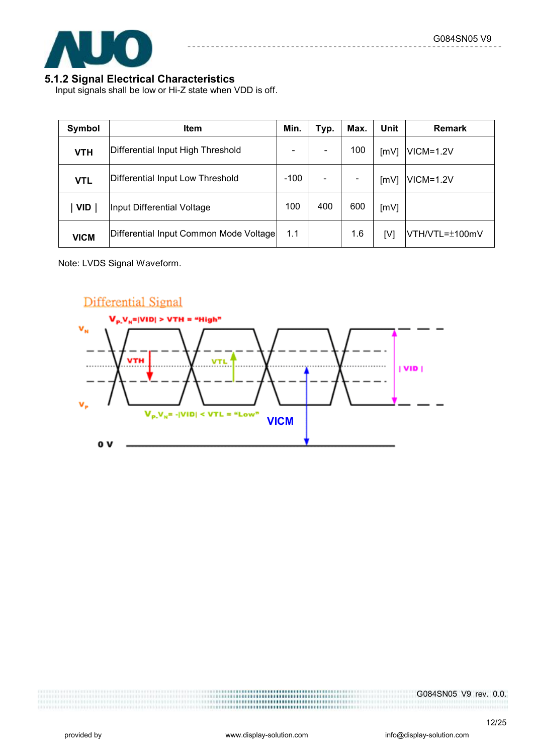### 5.1.2 Signal Electrical Characteristics

Input signals shall be low or Hi-Z state when VDD is off.

| Symbol | Item | Min. | Typ. | Max. | Unit | Remark |
|---|---|---|---|---|---|---|
| **VTH** | Differential Input High Threshold | - | - | 100 | [mV] | VICM=1.2V |
| **VTL** | Differential Input Low Threshold | -100 | - | - | [mV] | VICM=1.2V |
| **\| VID \|** | Input Differential Voltage | 100 | 400 | 600 | [mV] | |
| **VICM** | Differential Input Common Mode Voltage | 1.1 | | 1.6 | [V] | VTH/VTL=±100mV |

Note: LVDS Signal Waveform.

Differential Signal

$V_P$-$V_N$=|VID| > VTH = "High"

$V_P$-$V_N$= -|VID| < VTL = "Low"

$V_N$, $V_P$, VTH, VTL, | VID |, VICM, 0 V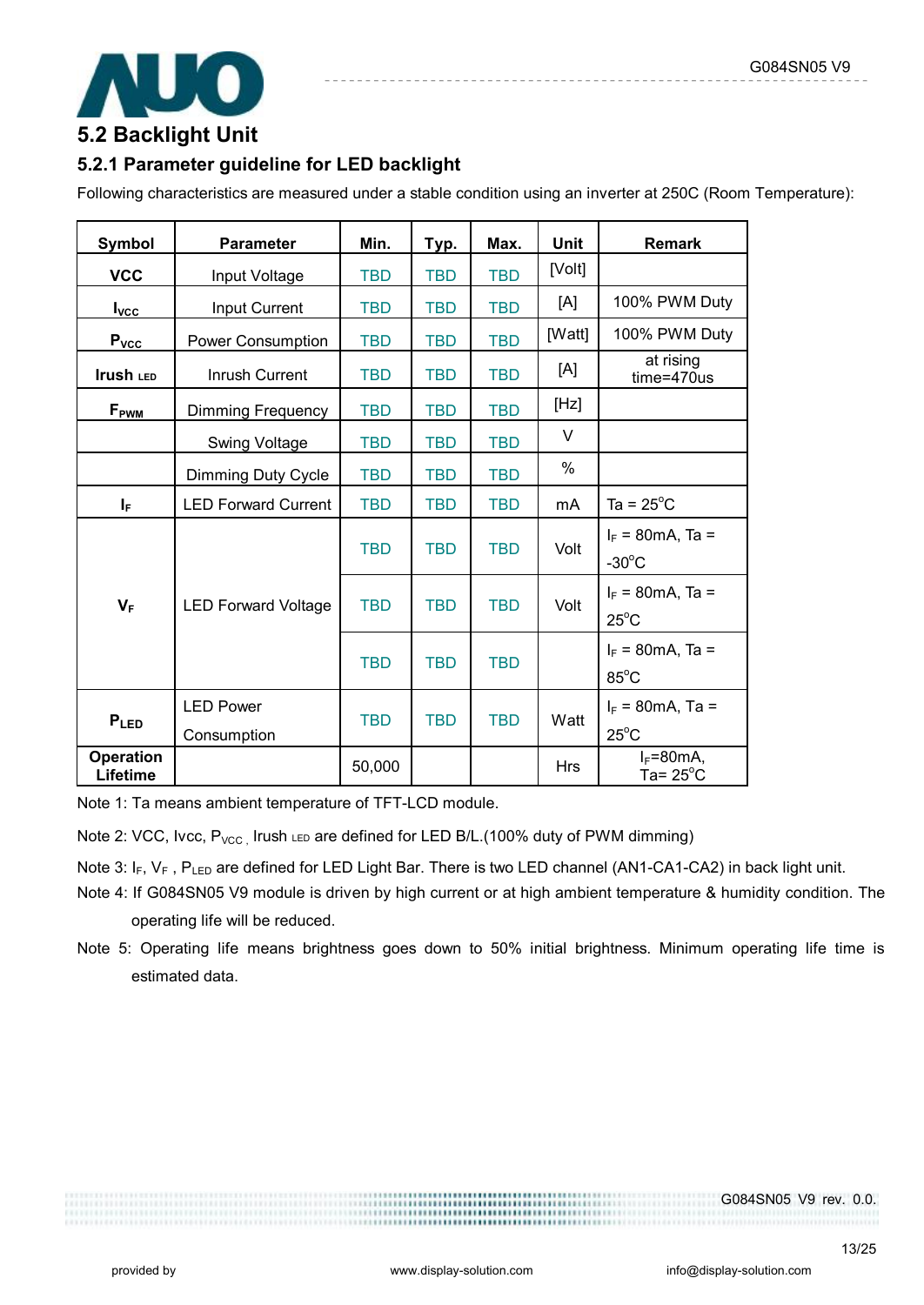## 5.2 Backlight Unit

### 5.2.1 Parameter guideline for LED backlight

Following characteristics are measured under a stable condition using an inverter at 250C (Room Temperature):

| Symbol | Parameter | Min. | Typ. | Max. | Unit | Remark |
|---|---|---|---|---|---|---|
| VCC | Input Voltage | TBD | TBD | TBD | [Volt] | |
| $I_{VCC}$ | Input Current | TBD | TBD | TBD | [A] | 100% PWM Duty |
| $P_{VCC}$ | Power Consumption | TBD | TBD | TBD | [Watt] | 100% PWM Duty |
| Irush LED | Inrush Current | TBD | TBD | TBD | [A] | at rising time=470us |
| $F_{PWM}$ | Dimming Frequency | TBD | TBD | TBD | [Hz] | |
| | Swing Voltage | TBD | TBD | TBD | V | |
| | Dimming Duty Cycle | TBD | TBD | TBD | % | |
| $I_F$ | LED Forward Current | TBD | TBD | TBD | mA | Ta = 25°C |
| $V_F$ | LED Forward Voltage | TBD | TBD | TBD | Volt | $I_F$ = 80mA, Ta = -30°C |
| | | TBD | TBD | TBD | Volt | $I_F$ = 80mA, Ta = 25°C |
| | | TBD | TBD | TBD | | $I_F$ = 80mA, Ta = 85°C |
| $P_{LED}$ | LED Power Consumption | TBD | TBD | TBD | Watt | $I_F$ = 80mA, Ta = 25°C |
| Operation Lifetime | | 50,000 | | | Hrs | $I_F$=80mA, Ta= 25°C |

Note 1: Ta means ambient temperature of TFT-LCD module.

Note 2: VCC, Ivcc, $P_{VCC}$, Irush LED are defined for LED B/L.(100% duty of PWM dimming)

Note 3: $I_F$, $V_F$, $P_{LED}$ are defined for LED Light Bar. There is two LED channel (AN1-CA1-CA2) in back light unit.

Note 4: If G084SN05 V9 module is driven by high current or at high ambient temperature & humidity condition. The operating life will be reduced.

Note 5: Operating life means brightness goes down to 50% initial brightness. Minimum operating life time is estimated data.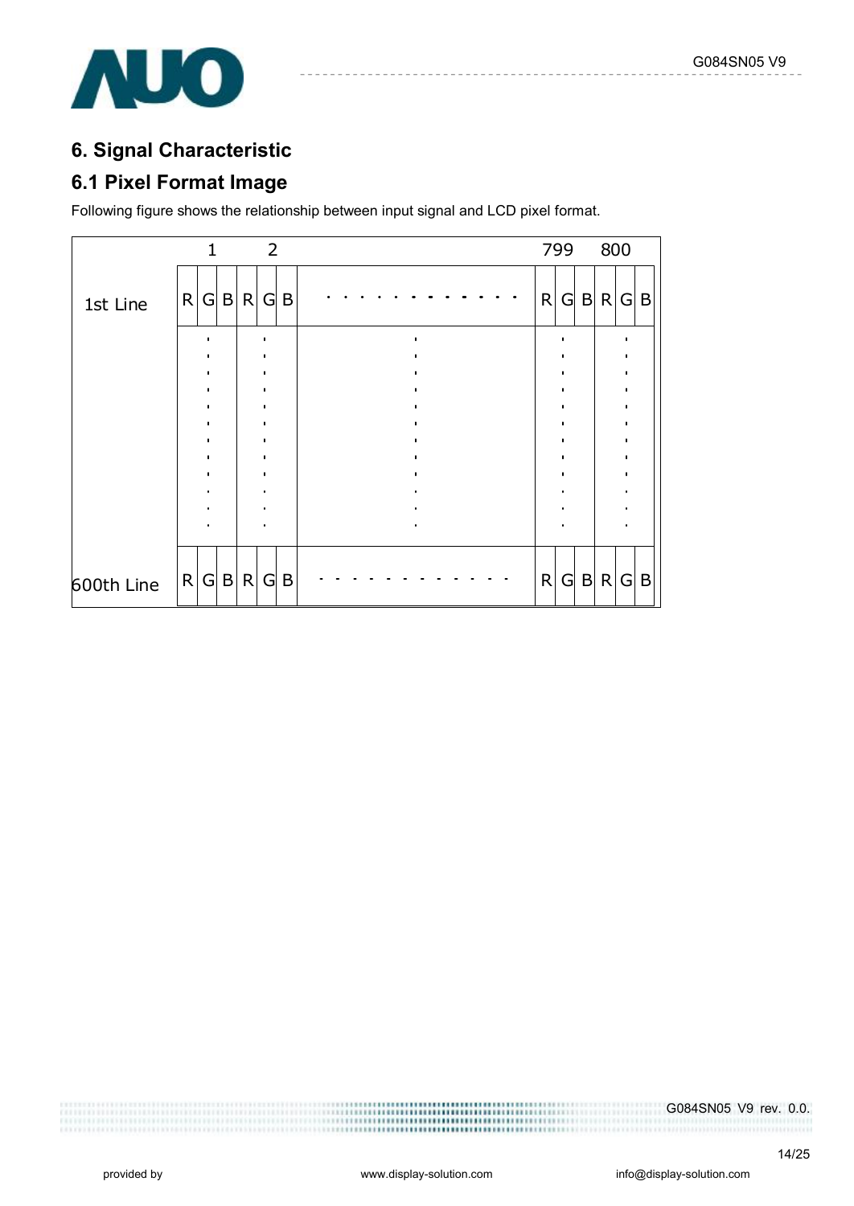# 6. Signal Characteristic

## 6.1 Pixel Format Image

Following figure shows the relationship between input signal and LCD pixel format.

| | 1 | | | 2 | | | | 799 | | | 800 | | |
|---|---|---|---|---|---|---|---|---|---|---|---|---|---|
| 1st Line | R | G | B | R | G | B | . . . . . . . . . . . . | R | G | B | R | G | B |
| | : | | | : | | | : | : | | | : | | |
| 600th Line | R | G | B | R | G | B | - - - - - - - - - - - - | R | G | B | R | G | B |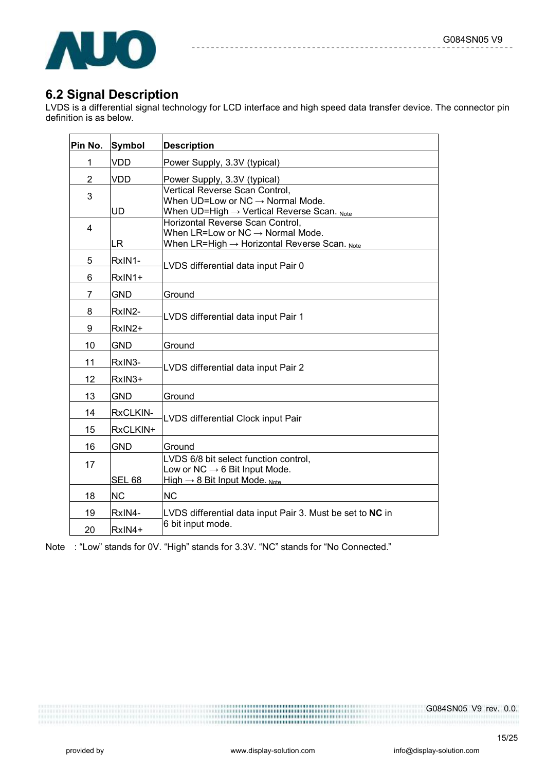## 6.2 Signal Description

LVDS is a differential signal technology for LCD interface and high speed data transfer device. The connector pin definition is as below.

| Pin No. | Symbol | Description |
|---|---|---|
| 1 | VDD | Power Supply, 3.3V (typical) |
| 2 | VDD | Power Supply, 3.3V (typical) |
| 3 | UD | Vertical Reverse Scan Control,<br>When UD=Low or NC → Normal Mode.<br>When UD=High → Vertical Reverse Scan. Note |
| 4 | LR | Horizontal Reverse Scan Control,<br>When LR=Low or NC → Normal Mode.<br>When LR=High → Horizontal Reverse Scan. Note |
| 5 | RxIN1- | LVDS differential data input Pair 0 |
| 6 | RxIN1+ | |
| 7 | GND | Ground |
| 8 | RxIN2- | LVDS differential data input Pair 1 |
| 9 | RxIN2+ | |
| 10 | GND | Ground |
| 11 | RxIN3- | LVDS differential data input Pair 2 |
| 12 | RxIN3+ | |
| 13 | GND | Ground |
| 14 | RxCLKIN- | LVDS differential Clock input Pair |
| 15 | RxCLKIN+ | |
| 16 | GND | Ground |
| 17 | SEL 68 | LVDS 6/8 bit select function control,<br>Low or NC → 6 Bit Input Mode.<br>High → 8 Bit Input Mode. Note |
| 18 | NC | NC |
| 19 | RxIN4- | LVDS differential data input Pair 3. Must be set to **NC** in 6 bit input mode. |
| 20 | RxIN4+ | |

Note : "Low" stands for 0V. "High" stands for 3.3V. "NC" stands for "No Connected."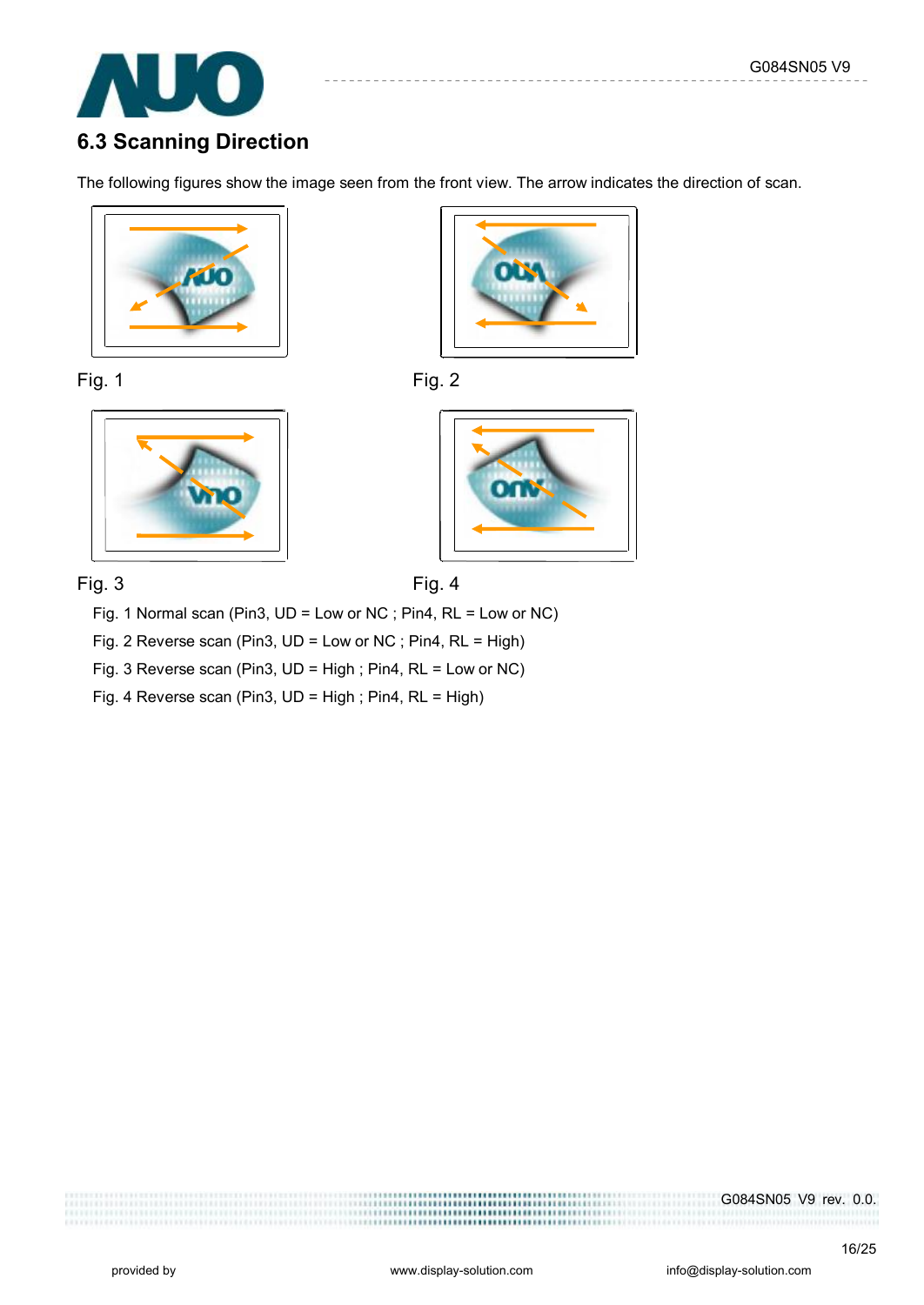## 6.3 Scanning Direction

The following figures show the image seen from the front view. The arrow indicates the direction of scan.

Fig. 1

Fig. 2

Fig. 3

Fig. 4

Fig. 1 Normal scan (Pin3, UD = Low or NC ; Pin4, RL = Low or NC)

Fig. 2 Reverse scan (Pin3, UD = Low or NC ; Pin4, RL = High)

Fig. 3 Reverse scan (Pin3, UD = High ; Pin4, RL = Low or NC)

Fig. 4 Reverse scan (Pin3, UD = High ; Pin4, RL = High)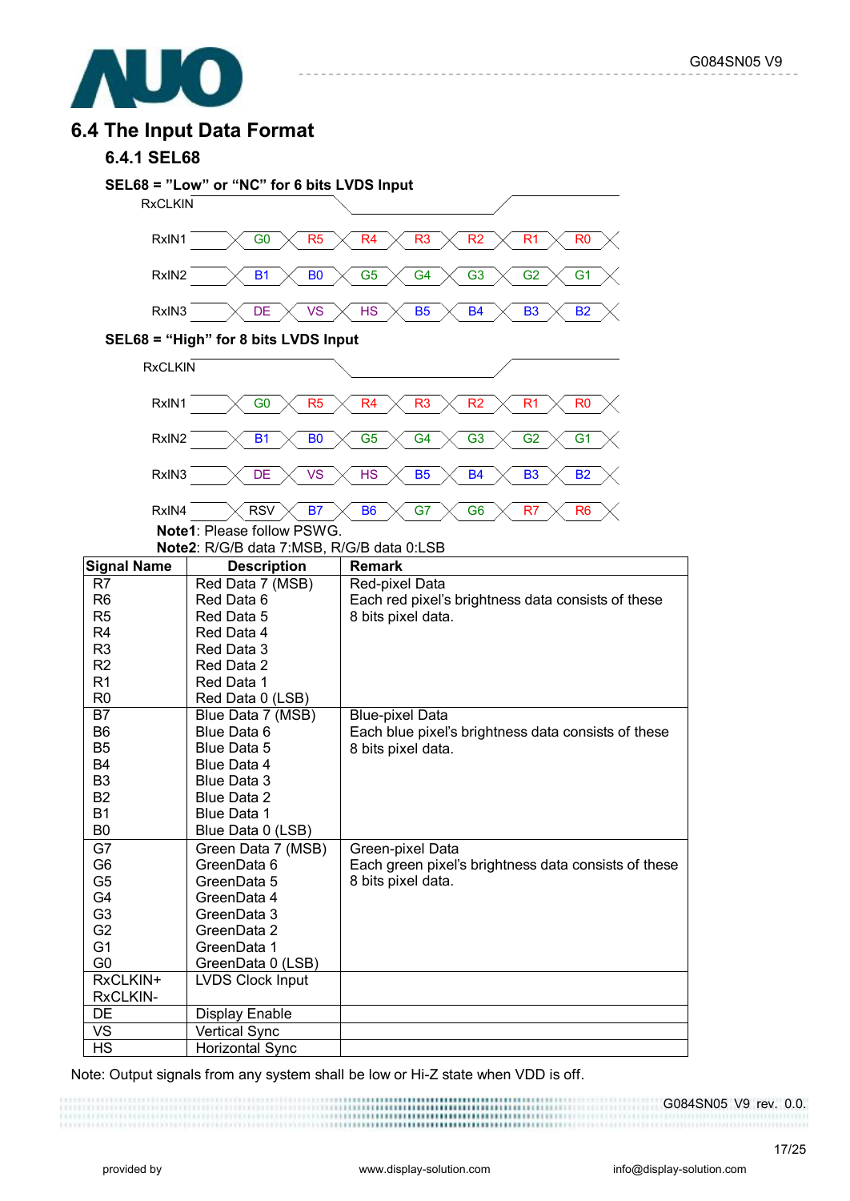## 6.4 The Input Data Format

### 6.4.1 SEL68

**SEL68 = "Low" or "NC" for 6 bits LVDS Input**

| RxCLKIN | | | | | | | |
|---|---|---|---|---|---|---|---|
| RxIN1 | G0 | R5 | R4 | R3 | R2 | R1 | R0 |
| RxIN2 | B1 | B0 | G5 | G4 | G3 | G2 | G1 |
| RxIN3 | DE | VS | HS | B5 | B4 | B3 | B2 |

**SEL68 = "High" for 8 bits LVDS Input**

| RxCLKIN | | | | | | | |
|---|---|---|---|---|---|---|---|
| RxIN1 | G0 | R5 | R4 | R3 | R2 | R1 | R0 |
| RxIN2 | B1 | B0 | G5 | G4 | G3 | G2 | G1 |
| RxIN3 | DE | VS | HS | B5 | B4 | B3 | B2 |
| RxIN4 | RSV | B7 | B6 | G7 | G6 | R7 | R6 |

**Note1**: Please follow PSWG.
**Note2**: R/G/B data 7:MSB, R/G/B data 0:LSB

| Signal Name | Description | Remark |
|---|---|---|
| R7<br>R6<br>R5<br>R4<br>R3<br>R2<br>R1<br>R0 | Red Data 7 (MSB)<br>Red Data 6<br>Red Data 5<br>Red Data 4<br>Red Data 3<br>Red Data 2<br>Red Data 1<br>Red Data 0 (LSB) | Red-pixel Data<br>Each red pixel's brightness data consists of these 8 bits pixel data. |
| B7<br>B6<br>B5<br>B4<br>B3<br>B2<br>B1<br>B0 | Blue Data 7 (MSB)<br>Blue Data 6<br>Blue Data 5<br>Blue Data 4<br>Blue Data 3<br>Blue Data 2<br>Blue Data 1<br>Blue Data 0 (LSB) | Blue-pixel Data<br>Each blue pixel's brightness data consists of these 8 bits pixel data. |
| G7<br>G6<br>G5<br>G4<br>G3<br>G2<br>G1<br>G0 | Green Data 7 (MSB)<br>GreenData 6<br>GreenData 5<br>GreenData 4<br>GreenData 3<br>GreenData 2<br>GreenData 1<br>GreenData 0 (LSB) | Green-pixel Data<br>Each green pixel's brightness data consists of these 8 bits pixel data. |
| RxCLKIN+<br>RxCLKIN- | LVDS Clock Input | |
| DE | Display Enable | |
| VS | Vertical Sync | |
| HS | Horizontal Sync | |

Note: Output signals from any system shall be low or Hi-Z state when VDD is off.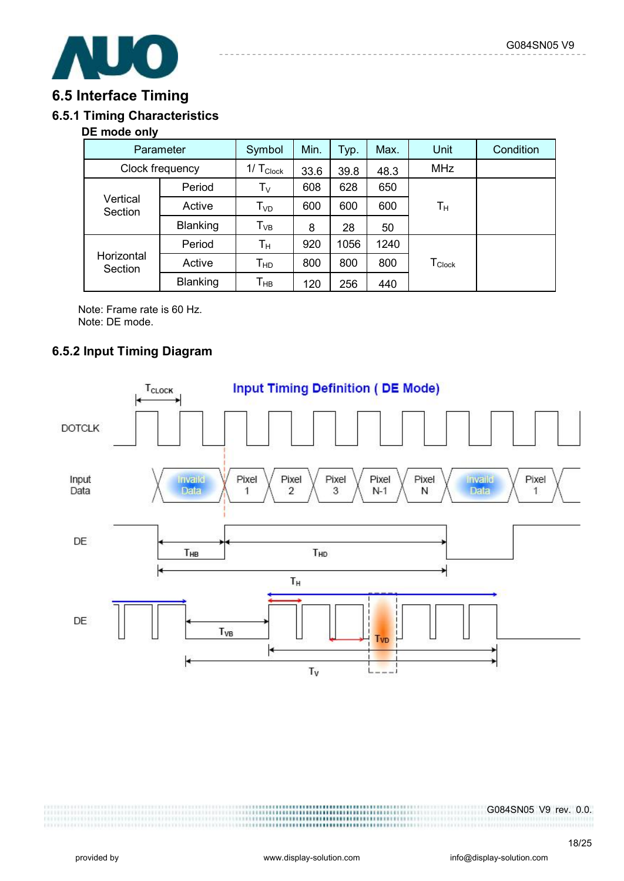## 6.5 Interface Timing

### 6.5.1 Timing Characteristics

**DE mode only**

| Parameter | | Symbol | Min. | Typ. | Max. | Unit | Condition |
|---|---|---|---|---|---|---|---|
| Clock frequency | | $1/T_{Clock}$ | 33.6 | 39.8 | 48.3 | MHz | |
| Vertical Section | Period | $T_V$ | 608 | 628 | 650 | $T_H$ | |
| | Active | $T_{VD}$ | 600 | 600 | 600 | | |
| | Blanking | $T_{VB}$ | 8 | 28 | 50 | | |
| Horizontal Section | Period | $T_H$ | 920 | 1056 | 1240 | $T_{Clock}$ | |
| | Active | $T_{HD}$ | 800 | 800 | 800 | | |
| | Blanking | $T_{HB}$ | 120 | 256 | 440 | | |

Note: Frame rate is 60 Hz.
Note: DE mode.

### 6.5.2 Input Timing Diagram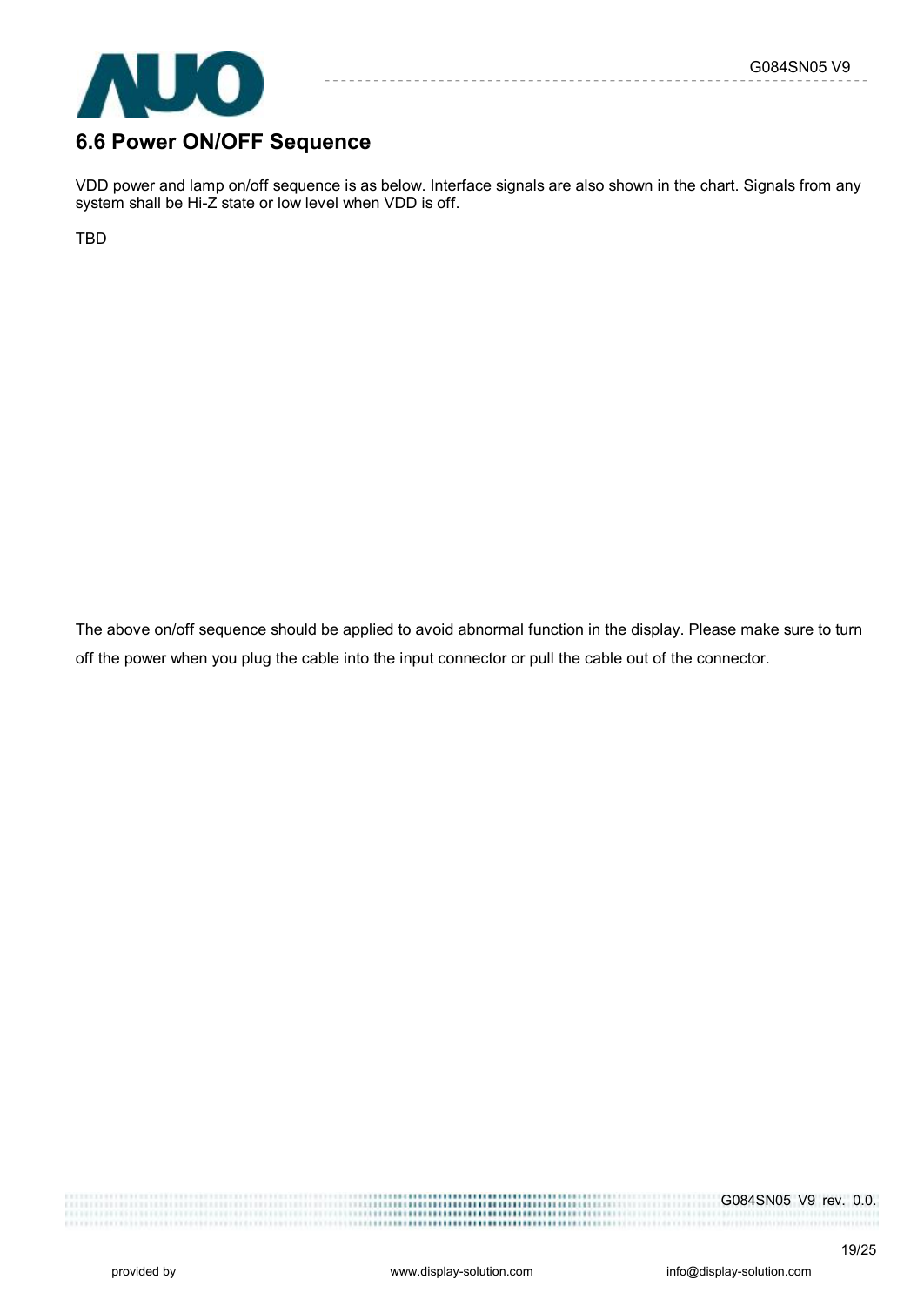## 6.6 Power ON/OFF Sequence

VDD power and lamp on/off sequence is as below. Interface signals are also shown in the chart. Signals from any system shall be Hi-Z state or low level when VDD is off.

TBD

The above on/off sequence should be applied to avoid abnormal function in the display. Please make sure to turn off the power when you plug the cable into the input connector or pull the cable out of the connector.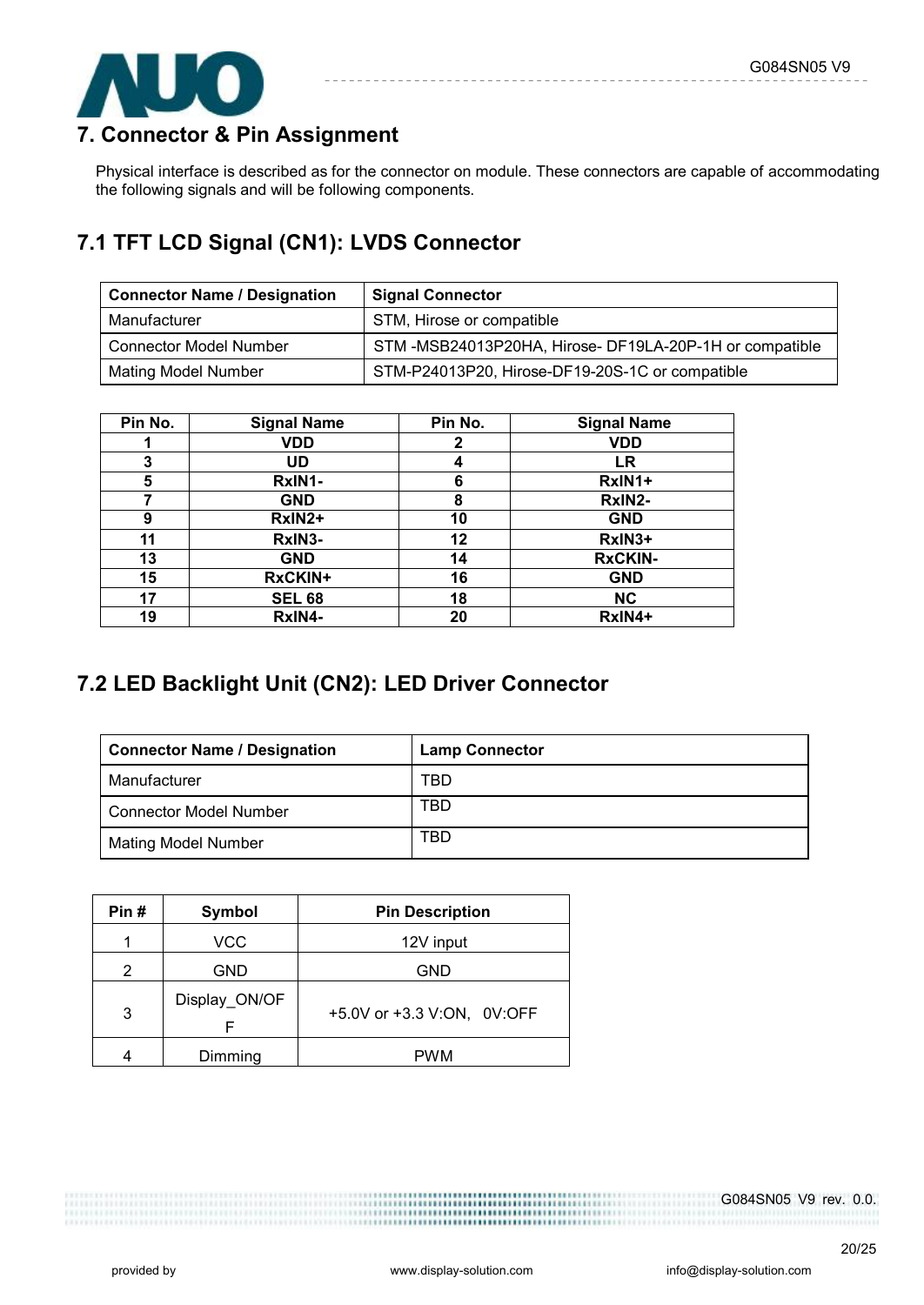## 7. Connector & Pin Assignment

Physical interface is described as for the connector on module. These connectors are capable of accommodating the following signals and will be following components.

### 7.1 TFT LCD Signal (CN1): LVDS Connector

| Connector Name / Designation | Signal Connector |
|---|---|
| Manufacturer | STM, Hirose or compatible |
| Connector Model Number | STM -MSB24013P20HA, Hirose- DF19LA-20P-1H or compatible |
| Mating Model Number | STM-P24013P20, Hirose-DF19-20S-1C or compatible |

| Pin No. | Signal Name | Pin No. | Signal Name |
|---|---|---|---|
| 1 | VDD | 2 | VDD |
| 3 | UD | 4 | LR |
| 5 | RxIN1- | 6 | RxIN1+ |
| 7 | GND | 8 | RxIN2- |
| 9 | RxIN2+ | 10 | GND |
| 11 | RxIN3- | 12 | RxIN3+ |
| 13 | GND | 14 | RxCKIN- |
| 15 | RxCKIN+ | 16 | GND |
| 17 | SEL 68 | 18 | NC |
| 19 | RxIN4- | 20 | RxIN4+ |

### 7.2 LED Backlight Unit (CN2): LED Driver Connector

| Connector Name / Designation | Lamp Connector |
|---|---|
| Manufacturer | TBD |
| Connector Model Number | TBD |
| Mating Model Number | TBD |

| Pin # | Symbol | Pin Description |
|---|---|---|
| 1 | VCC | 12V input |
| 2 | GND | GND |
| 3 | Display_ON/OFF | +5.0V or +3.3 V:ON, 0V:OFF |
| 4 | Dimming | PWM |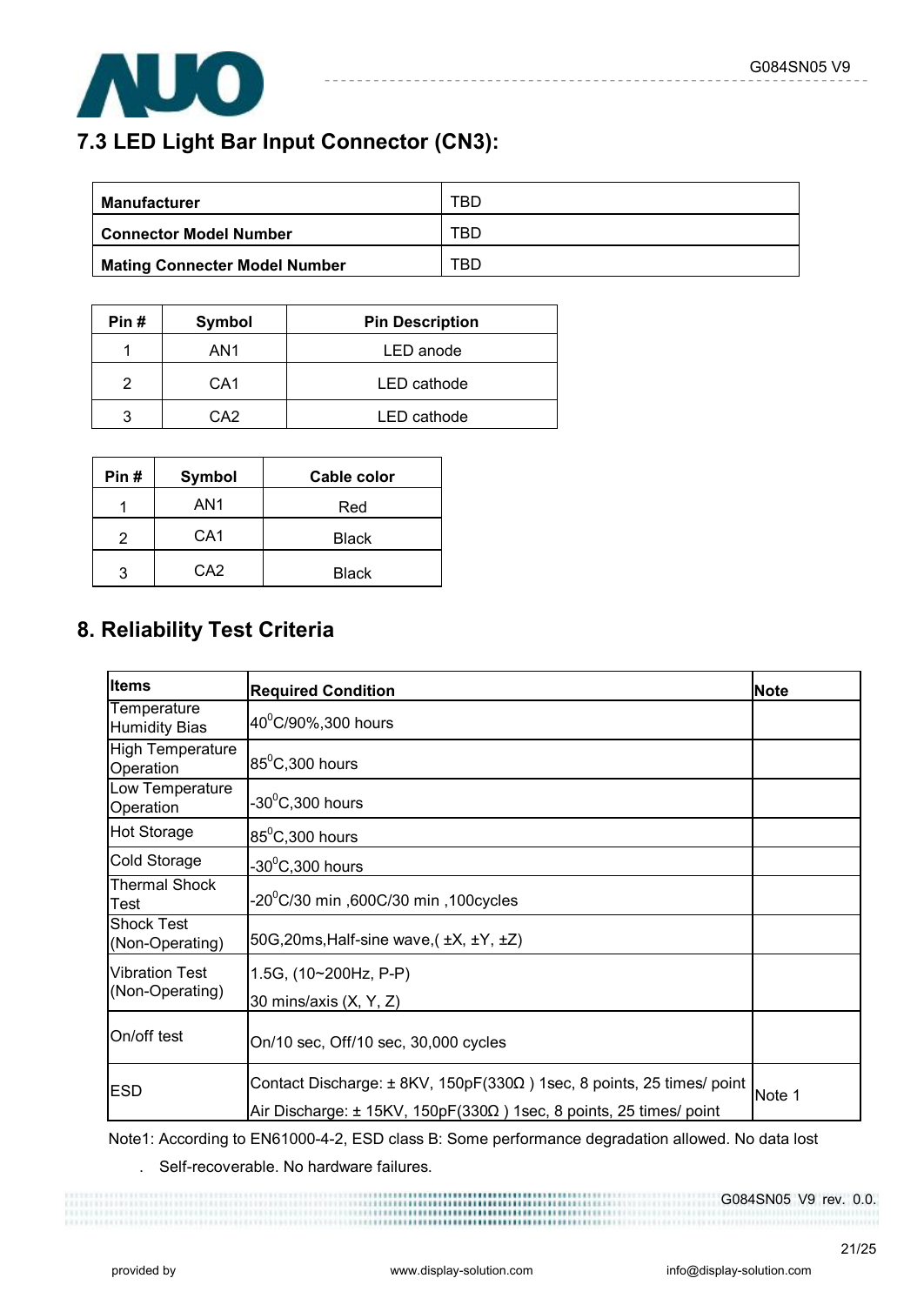## 7.3 LED Light Bar Input Connector (CN3):

| Manufacturer | TBD |
|---|---|
| Connector Model Number | TBD |
| Mating Connecter Model Number | TBD |

| Pin # | Symbol | Pin Description |
|---|---|---|
| 1 | AN1 | LED anode |
| 2 | CA1 | LED cathode |
| 3 | CA2 | LED cathode |

| Pin # | Symbol | Cable color |
|---|---|---|
| 1 | AN1 | Red |
| 2 | CA1 | Black |
| 3 | CA2 | Black |

## 8. Reliability Test Criteria

| Items | Required Condition | Note |
|---|---|---|
| Temperature Humidity Bias | $40^0$C/90%,300 hours | |
| High Temperature Operation | $85^0$C,300 hours | |
| Low Temperature Operation | $-30^0$C,300 hours | |
| Hot Storage | $85^0$C,300 hours | |
| Cold Storage | $-30^0$C,300 hours | |
| Thermal Shock Test | $-20^0$C/30 min ,600C/30 min ,100cycles | |
| Shock Test (Non-Operating) | 50G,20ms,Half-sine wave,( ±X, ±Y, ±Z) | |
| Vibration Test (Non-Operating) | 1.5G, (10~200Hz, P-P)<br>30 mins/axis (X, Y, Z) | |
| On/off test | On/10 sec, Off/10 sec, 30,000 cycles | |
| ESD | Contact Discharge: ± 8KV, 150pF(330Ω ) 1sec, 8 points, 25 times/ point<br>Air Discharge: ± 15KV, 150pF(330Ω ) 1sec, 8 points, 25 times/ point | Note 1 |

Note1: According to EN61000-4-2, ESD class B: Some performance degradation allowed. No data lost

. Self-recoverable. No hardware failures.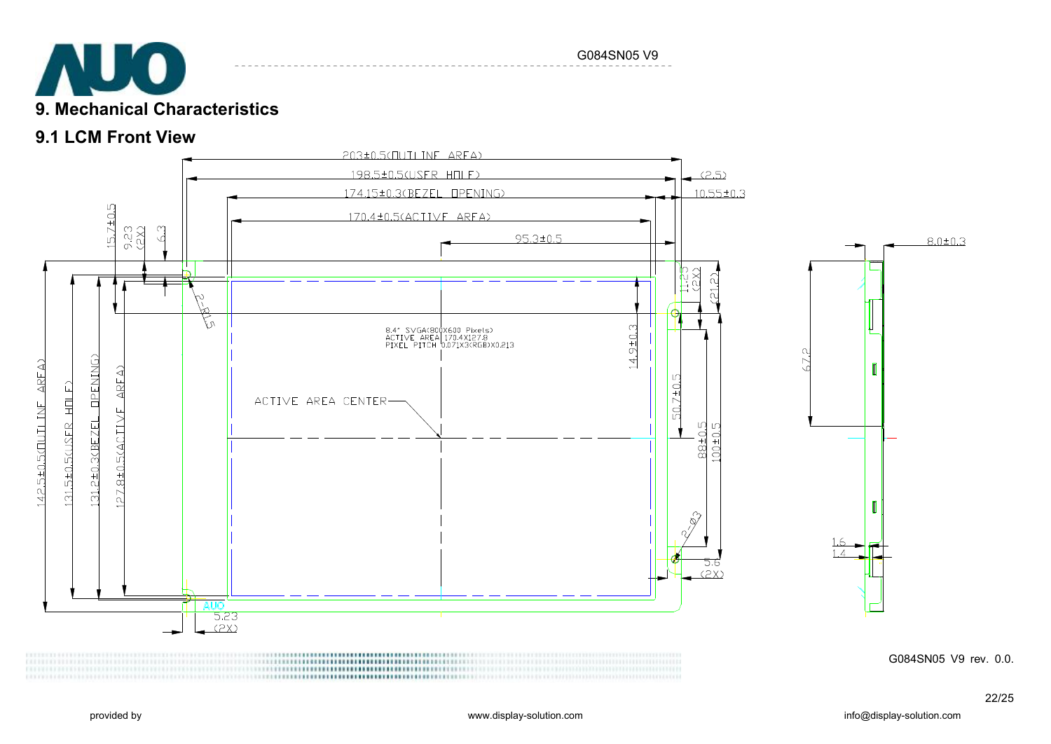## 9. Mechanical Characteristics

### 9.1 LCM Front View

203±0.5(OUTLINE AREA)

198.5±0.5(USER HOLE)

174.15±0.3(BEZEL OPENING)

170.4±0.5(ACTIVE AREA)

95.3±0.5

(2.5)

10.55±0.3

8.0±0.3

15.7±0.5

9.23 (2X)

6.3

2-R1.5

14.9±0.3

1.25 (2X)

(21.2)

8.4" SVGA(800X600 Pixels)
ACTIVE AREA 170.4X127.8
PIXEL PITCH 0.071X3(RGB)X0.213

ACTIVE AREA CENTER

142.5±0.5(OUTLINE AREA)

131.5±0.5(USER HOLE)

131.2±0.3(BEZEL OPENING)

127.8±0.5(ACTIVE AREA)

50.7±0.5

88±0.5

100±0.5

2-Ø3

5.6 (2X)

5.23 (2X)

67.2

1.6

1.4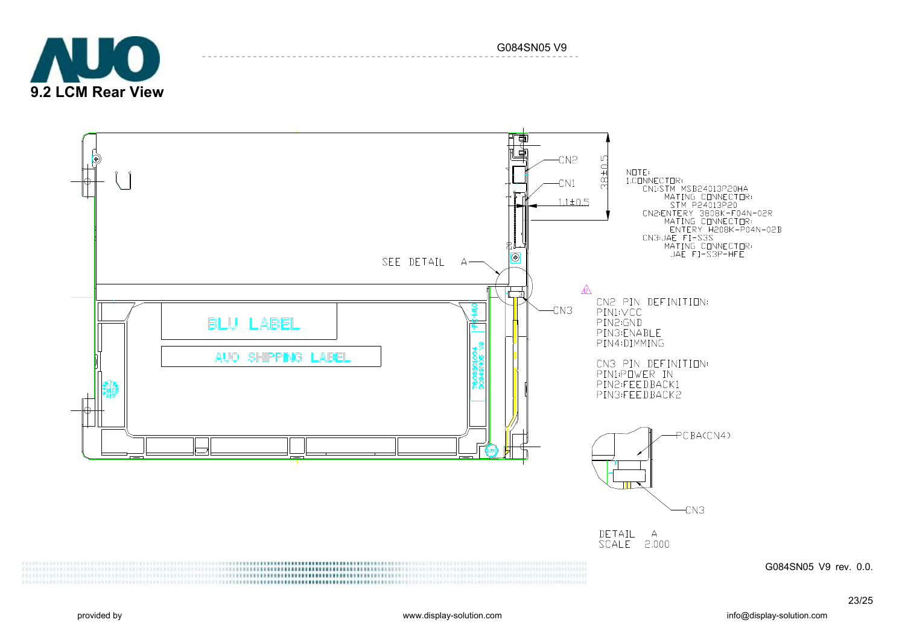## 9.2 LCM Rear View

NOTE:
1.CONNECTOR:
CN1:STM MSB24013P20HA
MATING CONNECTOR:
STM P24013P20
CN2:ENTERY 3808K-F04N-02R
MATING CONNECTOR:
ENTERY H208K-P04N-02B
CN3:JAE FI-S3S
MATING CONNECTOR:
JAE FI-S3P-HFE

CN2 PIN DEFINITION:
PIN1:VCC
PIN2:GND
PIN3:ENABLE
PIN4:DIMMING

CN3 PIN DEFINITION:
PIN1:POWER IN
PIN2:FEEDBACK1
PIN3:FEEDBACK2

DETAIL A
SCALE 2.000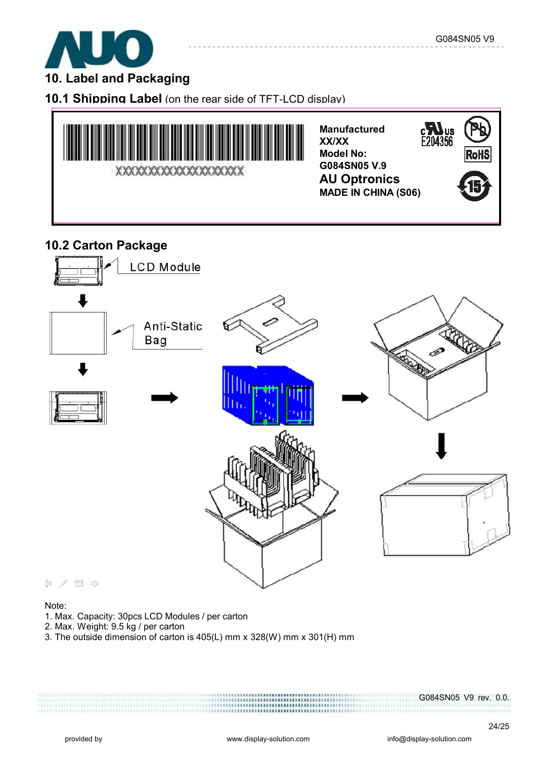## 10. Label and Packaging

### 10.1 Shipping Label (on the rear side of TFT-LCD display)

XXXXXXXXXXXXXXXXXXXXXX

**Manufactured**
**XX/XX**
**Model No:**
**G084SN05 V.9**
**AU Optronics**
**MADE IN CHINA (S06)**

E204356

RoHS

### 10.2 Carton Package

LCD Module

Anti-Static Bag

Note:

1. Max. Capacity: 30pcs LCD Modules / per carton
2. Max. Weight: 9.5 kg / per carton
3. The outside dimension of carton is 405(L) mm x 328(W) mm x 301(H) mm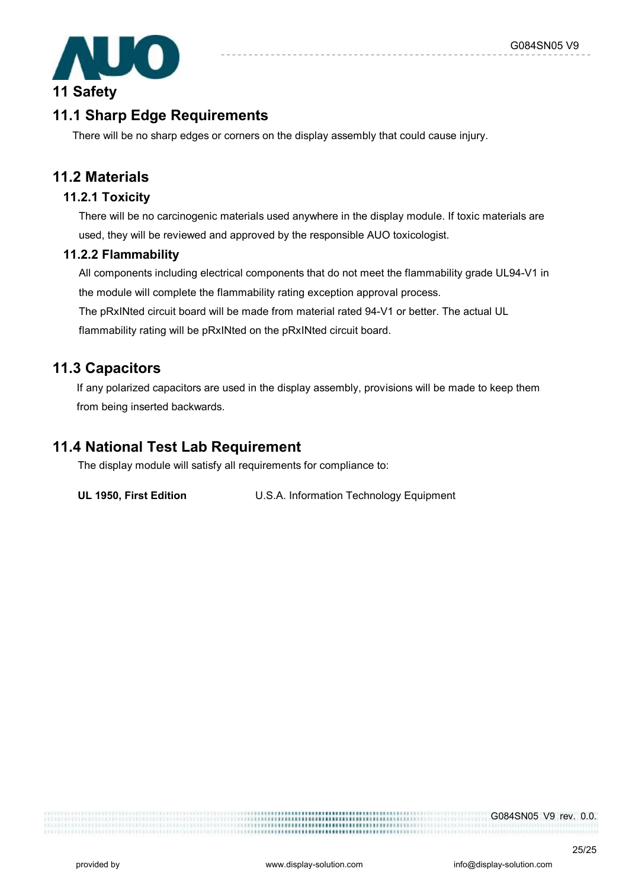# 11 Safety

## 11.1 Sharp Edge Requirements

There will be no sharp edges or corners on the display assembly that could cause injury.

## 11.2 Materials

### 11.2.1 Toxicity

There will be no carcinogenic materials used anywhere in the display module. If toxic materials are used, they will be reviewed and approved by the responsible AUO toxicologist.

### 11.2.2 Flammability

All components including electrical components that do not meet the flammability grade UL94-V1 in the module will complete the flammability rating exception approval process.

The pRxINted circuit board will be made from material rated 94-V1 or better. The actual UL flammability rating will be pRxINted on the pRxINted circuit board.

## 11.3 Capacitors

If any polarized capacitors are used in the display assembly, provisions will be made to keep them from being inserted backwards.

## 11.4 National Test Lab Requirement

The display module will satisfy all requirements for compliance to:

| | |
|---|---|
| **UL 1950, First Edition** | U.S.A. Information Technology Equipment |